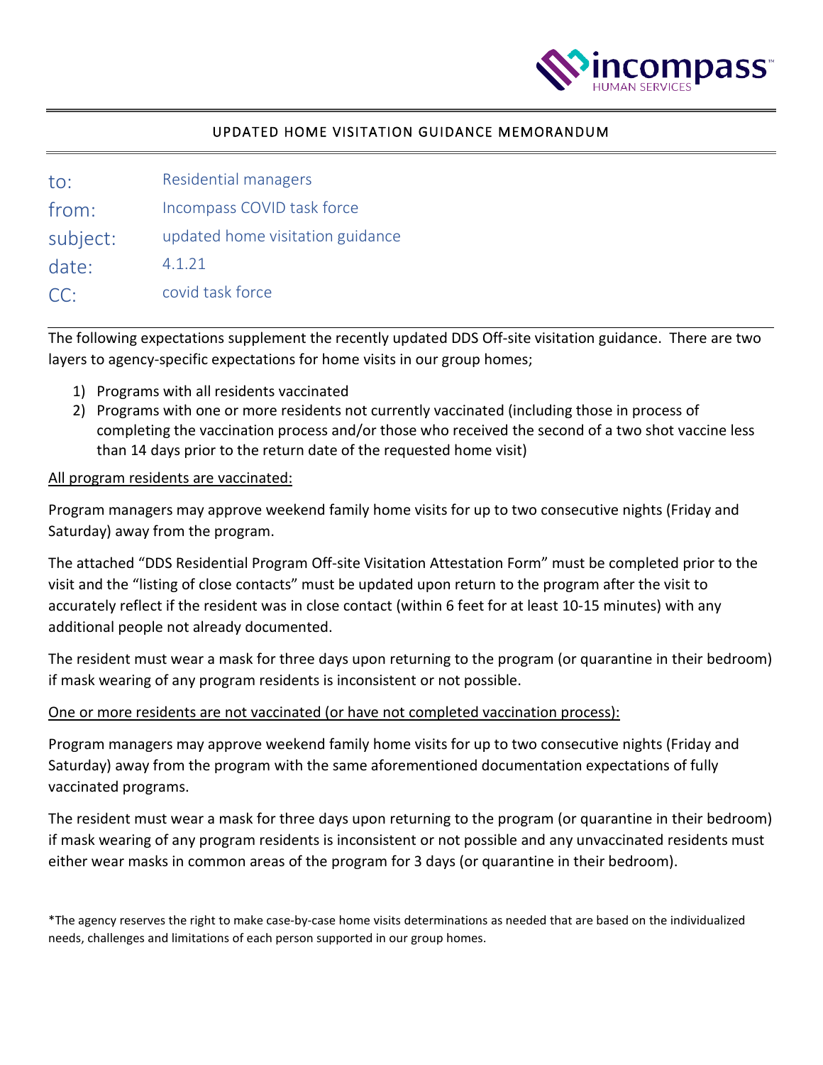incompass HUMAN SERVICES

# UPDATED HOME VISITATION GUIDANCE MEMORANDUM

to: Residential managers
from: Incompass COVID task force
subject: updated home visitation guidance
date: 4.1.21
CC: covid task force

The following expectations supplement the recently updated DDS Off-site visitation guidance. There are two layers to agency-specific expectations for home visits in our group homes;

1) Programs with all residents vaccinated
2) Programs with one or more residents not currently vaccinated (including those in process of completing the vaccination process and/or those who received the second of a two shot vaccine less than 14 days prior to the return date of the requested home visit)

<u>All program residents are vaccinated:</u>

Program managers may approve weekend family home visits for up to two consecutive nights (Friday and Saturday) away from the program.

The attached "DDS Residential Program Off-site Visitation Attestation Form" must be completed prior to the visit and the "listing of close contacts" must be updated upon return to the program after the visit to accurately reflect if the resident was in close contact (within 6 feet for at least 10-15 minutes) with any additional people not already documented.

The resident must wear a mask for three days upon returning to the program (or quarantine in their bedroom) if mask wearing of any program residents is inconsistent or not possible.

<u>One or more residents are not vaccinated (or have not completed vaccination process):</u>

Program managers may approve weekend family home visits for up to two consecutive nights (Friday and Saturday) away from the program with the same aforementioned documentation expectations of fully vaccinated programs.

The resident must wear a mask for three days upon returning to the program (or quarantine in their bedroom) if mask wearing of any program residents is inconsistent or not possible and any unvaccinated residents must either wear masks in common areas of the program for 3 days (or quarantine in their bedroom).

*The agency reserves the right to make case-by-case home visits determinations as needed that are based on the individualized needs, challenges and limitations of each person supported in our group homes.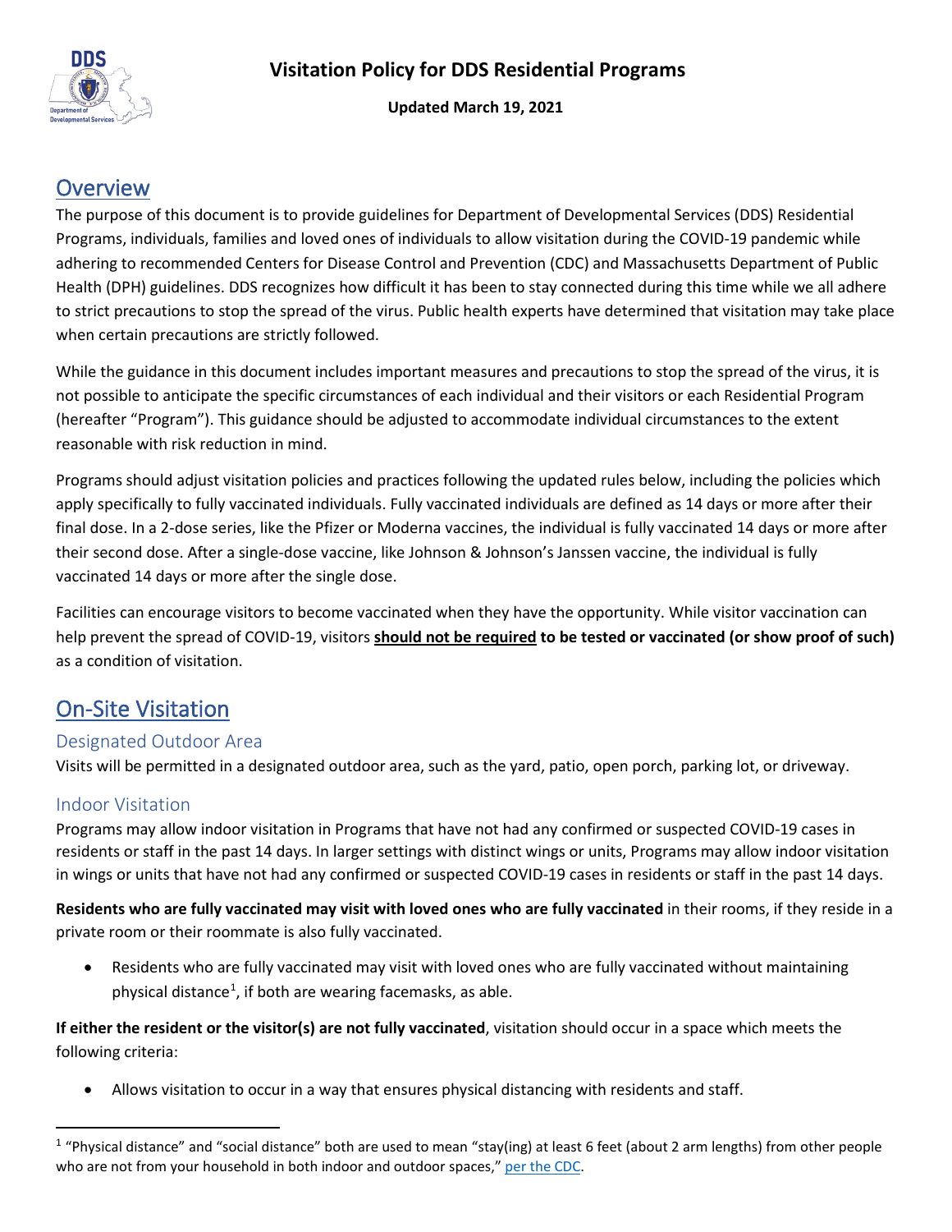# Visitation Policy for DDS Residential Programs

**Updated March 19, 2021**

## Overview

The purpose of this document is to provide guidelines for Department of Developmental Services (DDS) Residential Programs, individuals, families and loved ones of individuals to allow visitation during the COVID-19 pandemic while adhering to recommended Centers for Disease Control and Prevention (CDC) and Massachusetts Department of Public Health (DPH) guidelines. DDS recognizes how difficult it has been to stay connected during this time while we all adhere to strict precautions to stop the spread of the virus. Public health experts have determined that visitation may take place when certain precautions are strictly followed.

While the guidance in this document includes important measures and precautions to stop the spread of the virus, it is not possible to anticipate the specific circumstances of each individual and their visitors or each Residential Program (hereafter "Program"). This guidance should be adjusted to accommodate individual circumstances to the extent reasonable with risk reduction in mind.

Programs should adjust visitation policies and practices following the updated rules below, including the policies which apply specifically to fully vaccinated individuals. Fully vaccinated individuals are defined as 14 days or more after their final dose. In a 2-dose series, like the Pfizer or Moderna vaccines, the individual is fully vaccinated 14 days or more after their second dose. After a single-dose vaccine, like Johnson & Johnson's Janssen vaccine, the individual is fully vaccinated 14 days or more after the single dose.

Facilities can encourage visitors to become vaccinated when they have the opportunity. While visitor vaccination can help prevent the spread of COVID-19, visitors **should not be required to be tested or vaccinated (or show proof of such)** as a condition of visitation.

## On-Site Visitation

### Designated Outdoor Area

Visits will be permitted in a designated outdoor area, such as the yard, patio, open porch, parking lot, or driveway.

### Indoor Visitation

Programs may allow indoor visitation in Programs that have not had any confirmed or suspected COVID-19 cases in residents or staff in the past 14 days. In larger settings with distinct wings or units, Programs may allow indoor visitation in wings or units that have not had any confirmed or suspected COVID-19 cases in residents or staff in the past 14 days.

**Residents who are fully vaccinated may visit with loved ones who are fully vaccinated** in their rooms, if they reside in a private room or their roommate is also fully vaccinated.

- Residents who are fully vaccinated may visit with loved ones who are fully vaccinated without maintaining physical distance[1], if both are wearing facemasks, as able.

**If either the resident or the visitor(s) are not fully vaccinated**, visitation should occur in a space which meets the following criteria:

- Allows visitation to occur in a way that ensures physical distancing with residents and staff.

[1] "Physical distance" and "social distance" both are used to mean "stay(ing) at least 6 feet (about 2 arm lengths) from other people who are not from your household in both indoor and outdoor spaces," per the CDC.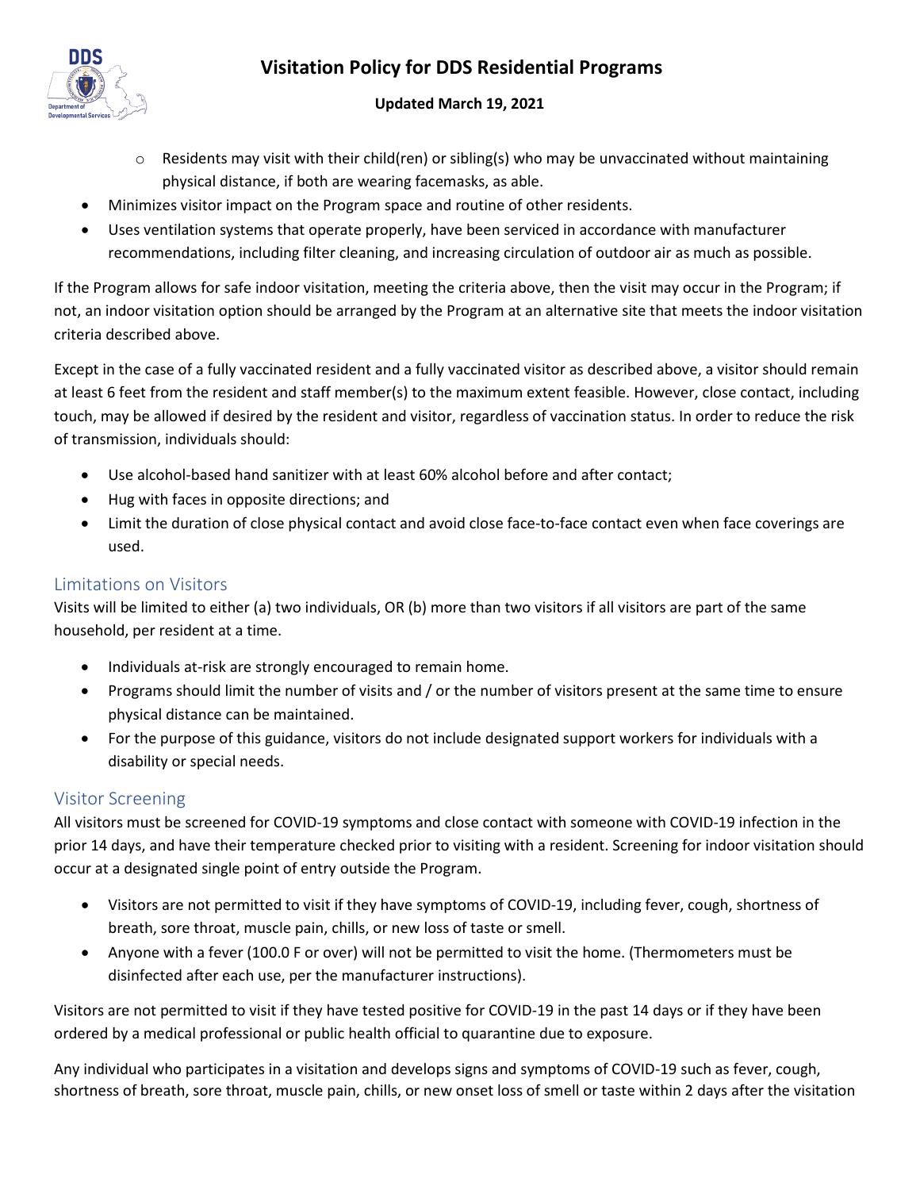- Residents may visit with their child(ren) or sibling(s) who may be unvaccinated without maintaining physical distance, if both are wearing facemasks, as able.
- Minimizes visitor impact on the Program space and routine of other residents.
- Uses ventilation systems that operate properly, have been serviced in accordance with manufacturer recommendations, including filter cleaning, and increasing circulation of outdoor air as much as possible.

If the Program allows for safe indoor visitation, meeting the criteria above, then the visit may occur in the Program; if not, an indoor visitation option should be arranged by the Program at an alternative site that meets the indoor visitation criteria described above.

Except in the case of a fully vaccinated resident and a fully vaccinated visitor as described above, a visitor should remain at least 6 feet from the resident and staff member(s) to the maximum extent feasible. However, close contact, including touch, may be allowed if desired by the resident and visitor, regardless of vaccination status. In order to reduce the risk of transmission, individuals should:

- Use alcohol-based hand sanitizer with at least 60% alcohol before and after contact;
- Hug with faces in opposite directions; and
- Limit the duration of close physical contact and avoid close face-to-face contact even when face coverings are used.

## Limitations on Visitors

Visits will be limited to either (a) two individuals, OR (b) more than two visitors if all visitors are part of the same household, per resident at a time.

- Individuals at-risk are strongly encouraged to remain home.
- Programs should limit the number of visits and / or the number of visitors present at the same time to ensure physical distance can be maintained.
- For the purpose of this guidance, visitors do not include designated support workers for individuals with a disability or special needs.

## Visitor Screening

All visitors must be screened for COVID-19 symptoms and close contact with someone with COVID-19 infection in the prior 14 days, and have their temperature checked prior to visiting with a resident. Screening for indoor visitation should occur at a designated single point of entry outside the Program.

- Visitors are not permitted to visit if they have symptoms of COVID-19, including fever, cough, shortness of breath, sore throat, muscle pain, chills, or new loss of taste or smell.
- Anyone with a fever (100.0 F or over) will not be permitted to visit the home. (Thermometers must be disinfected after each use, per the manufacturer instructions).

Visitors are not permitted to visit if they have tested positive for COVID-19 in the past 14 days or if they have been ordered by a medical professional or public health official to quarantine due to exposure.

Any individual who participates in a visitation and develops signs and symptoms of COVID-19 such as fever, cough, shortness of breath, sore throat, muscle pain, chills, or new onset loss of smell or taste within 2 days after the visitation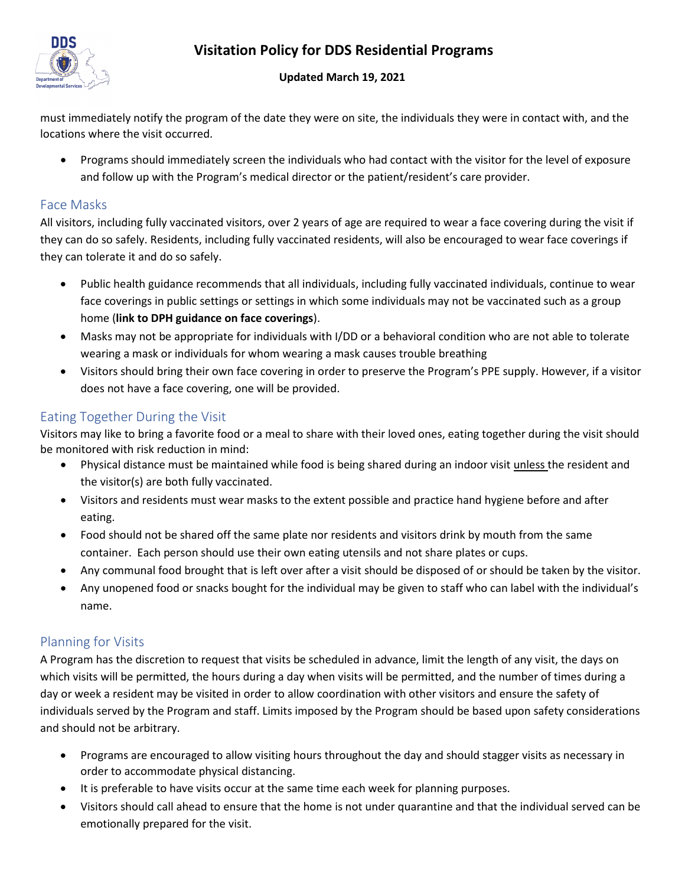must immediately notify the program of the date they were on site, the individuals they were in contact with, and the locations where the visit occurred.

- Programs should immediately screen the individuals who had contact with the visitor for the level of exposure and follow up with the Program's medical director or the patient/resident's care provider.

## Face Masks

All visitors, including fully vaccinated visitors, over 2 years of age are required to wear a face covering during the visit if they can do so safely. Residents, including fully vaccinated residents, will also be encouraged to wear face coverings if they can tolerate it and do so safely.

- Public health guidance recommends that all individuals, including fully vaccinated individuals, continue to wear face coverings in public settings or settings in which some individuals may not be vaccinated such as a group home (**link to DPH guidance on face coverings**).
- Masks may not be appropriate for individuals with I/DD or a behavioral condition who are not able to tolerate wearing a mask or individuals for whom wearing a mask causes trouble breathing
- Visitors should bring their own face covering in order to preserve the Program's PPE supply. However, if a visitor does not have a face covering, one will be provided.

## Eating Together During the Visit

Visitors may like to bring a favorite food or a meal to share with their loved ones, eating together during the visit should be monitored with risk reduction in mind:

- Physical distance must be maintained while food is being shared during an indoor visit <u>unless</u> the resident and the visitor(s) are both fully vaccinated.
- Visitors and residents must wear masks to the extent possible and practice hand hygiene before and after eating.
- Food should not be shared off the same plate nor residents and visitors drink by mouth from the same container. Each person should use their own eating utensils and not share plates or cups.
- Any communal food brought that is left over after a visit should be disposed of or should be taken by the visitor.
- Any unopened food or snacks bought for the individual may be given to staff who can label with the individual's name.

## Planning for Visits

A Program has the discretion to request that visits be scheduled in advance, limit the length of any visit, the days on which visits will be permitted, the hours during a day when visits will be permitted, and the number of times during a day or week a resident may be visited in order to allow coordination with other visitors and ensure the safety of individuals served by the Program and staff. Limits imposed by the Program should be based upon safety considerations and should not be arbitrary.

- Programs are encouraged to allow visiting hours throughout the day and should stagger visits as necessary in order to accommodate physical distancing.
- It is preferable to have visits occur at the same time each week for planning purposes.
- Visitors should call ahead to ensure that the home is not under quarantine and that the individual served can be emotionally prepared for the visit.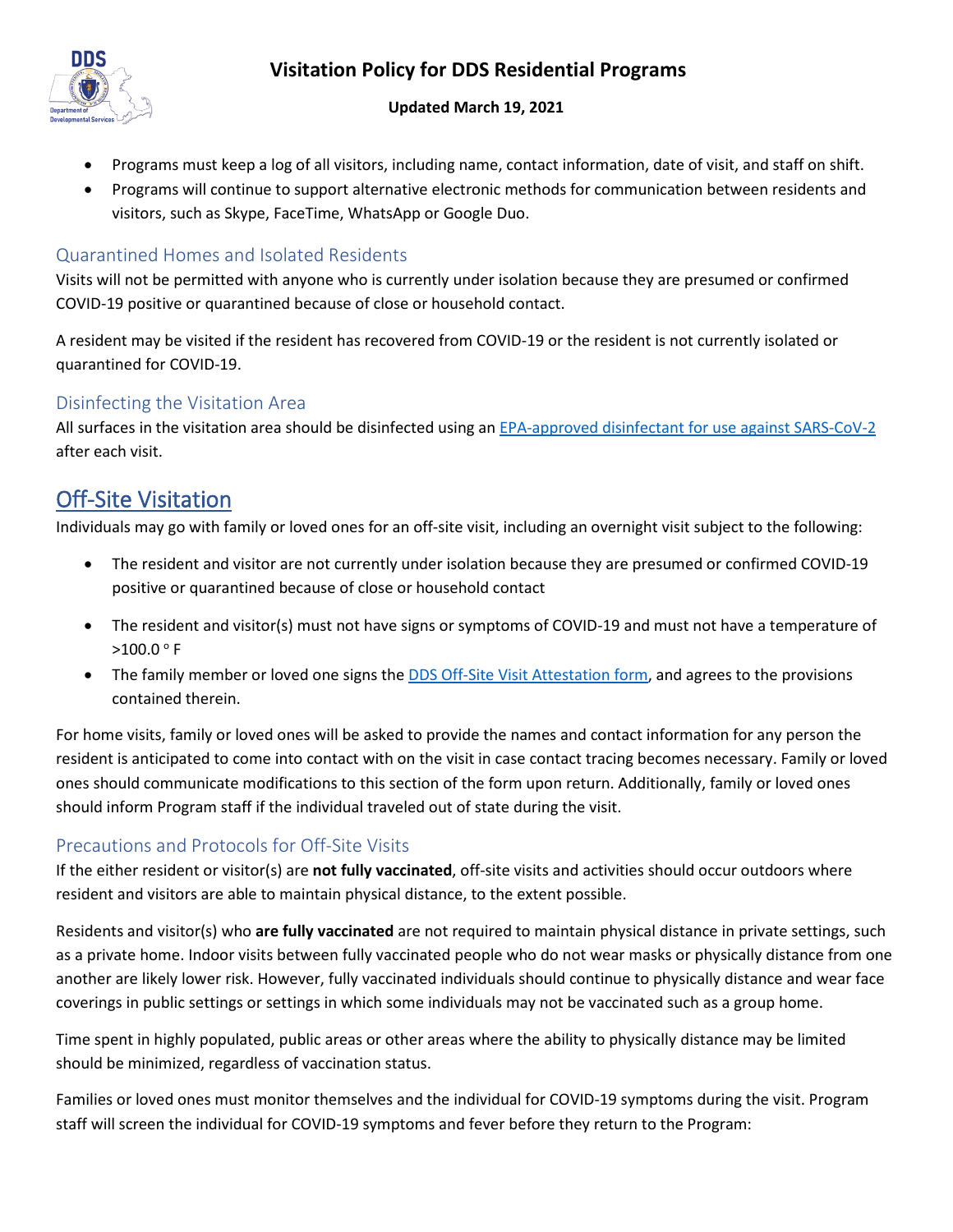- Programs must keep a log of all visitors, including name, contact information, date of visit, and staff on shift.
- Programs will continue to support alternative electronic methods for communication between residents and visitors, such as Skype, FaceTime, WhatsApp or Google Duo.

### Quarantined Homes and Isolated Residents

Visits will not be permitted with anyone who is currently under isolation because they are presumed or confirmed COVID-19 positive or quarantined because of close or household contact.

A resident may be visited if the resident has recovered from COVID-19 or the resident is not currently isolated or quarantined for COVID-19.

### Disinfecting the Visitation Area

All surfaces in the visitation area should be disinfected using an EPA-approved disinfectant for use against SARS-CoV-2 after each visit.

## Off-Site Visitation

Individuals may go with family or loved ones for an off-site visit, including an overnight visit subject to the following:

- The resident and visitor are not currently under isolation because they are presumed or confirmed COVID-19 positive or quarantined because of close or household contact
- The resident and visitor(s) must not have signs or symptoms of COVID-19 and must not have a temperature of >100.0 ° F
- The family member or loved one signs the DDS Off-Site Visit Attestation form, and agrees to the provisions contained therein.

For home visits, family or loved ones will be asked to provide the names and contact information for any person the resident is anticipated to come into contact with on the visit in case contact tracing becomes necessary. Family or loved ones should communicate modifications to this section of the form upon return. Additionally, family or loved ones should inform Program staff if the individual traveled out of state during the visit.

### Precautions and Protocols for Off-Site Visits

If the either resident or visitor(s) are **not fully vaccinated**, off-site visits and activities should occur outdoors where resident and visitors are able to maintain physical distance, to the extent possible.

Residents and visitor(s) who **are fully vaccinated** are not required to maintain physical distance in private settings, such as a private home. Indoor visits between fully vaccinated people who do not wear masks or physically distance from one another are likely lower risk. However, fully vaccinated individuals should continue to physically distance and wear face coverings in public settings or settings in which some individuals may not be vaccinated such as a group home.

Time spent in highly populated, public areas or other areas where the ability to physically distance may be limited should be minimized, regardless of vaccination status.

Families or loved ones must monitor themselves and the individual for COVID-19 symptoms during the visit. Program staff will screen the individual for COVID-19 symptoms and fever before they return to the Program: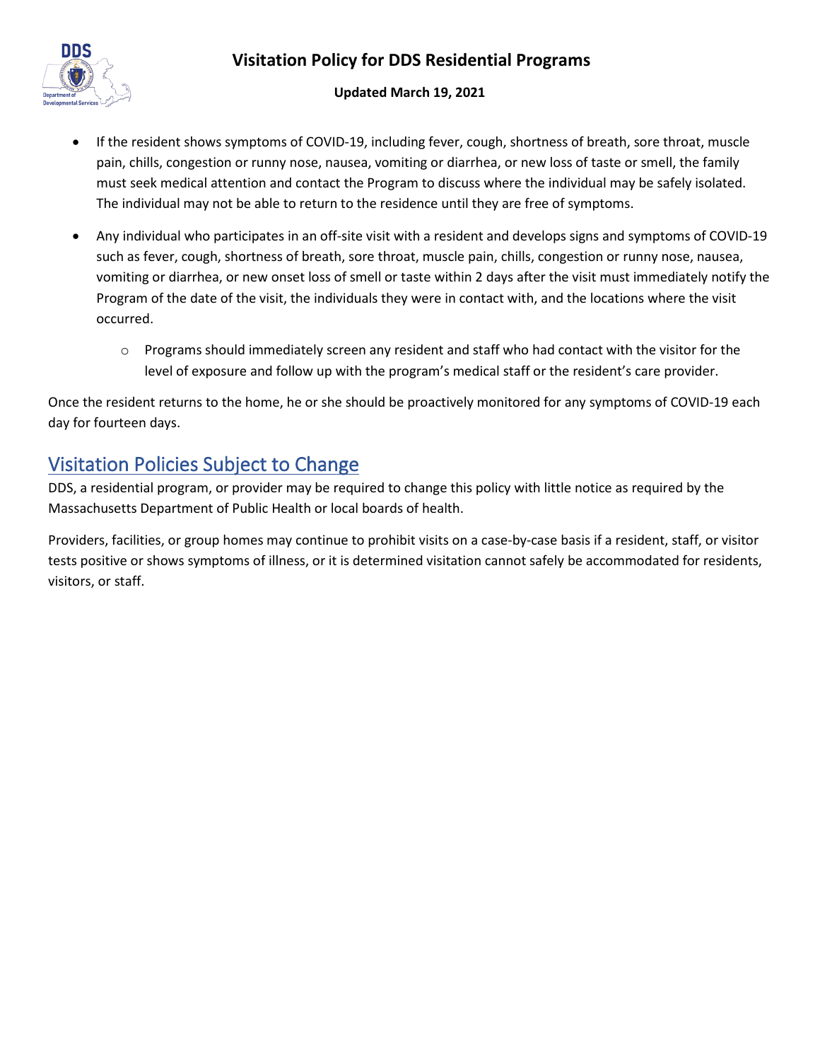- If the resident shows symptoms of COVID-19, including fever, cough, shortness of breath, sore throat, muscle pain, chills, congestion or runny nose, nausea, vomiting or diarrhea, or new loss of taste or smell, the family must seek medical attention and contact the Program to discuss where the individual may be safely isolated. The individual may not be able to return to the residence until they are free of symptoms.
- Any individual who participates in an off-site visit with a resident and develops signs and symptoms of COVID-19 such as fever, cough, shortness of breath, sore throat, muscle pain, chills, congestion or runny nose, nausea, vomiting or diarrhea, or new onset loss of smell or taste within 2 days after the visit must immediately notify the Program of the date of the visit, the individuals they were in contact with, and the locations where the visit occurred.
    - Programs should immediately screen any resident and staff who had contact with the visitor for the level of exposure and follow up with the program's medical staff or the resident's care provider.

Once the resident returns to the home, he or she should be proactively monitored for any symptoms of COVID-19 each day for fourteen days.

## Visitation Policies Subject to Change

DDS, a residential program, or provider may be required to change this policy with little notice as required by the Massachusetts Department of Public Health or local boards of health.

Providers, facilities, or group homes may continue to prohibit visits on a case-by-case basis if a resident, staff, or visitor tests positive or shows symptoms of illness, or it is determined visitation cannot safely be accommodated for residents, visitors, or staff.